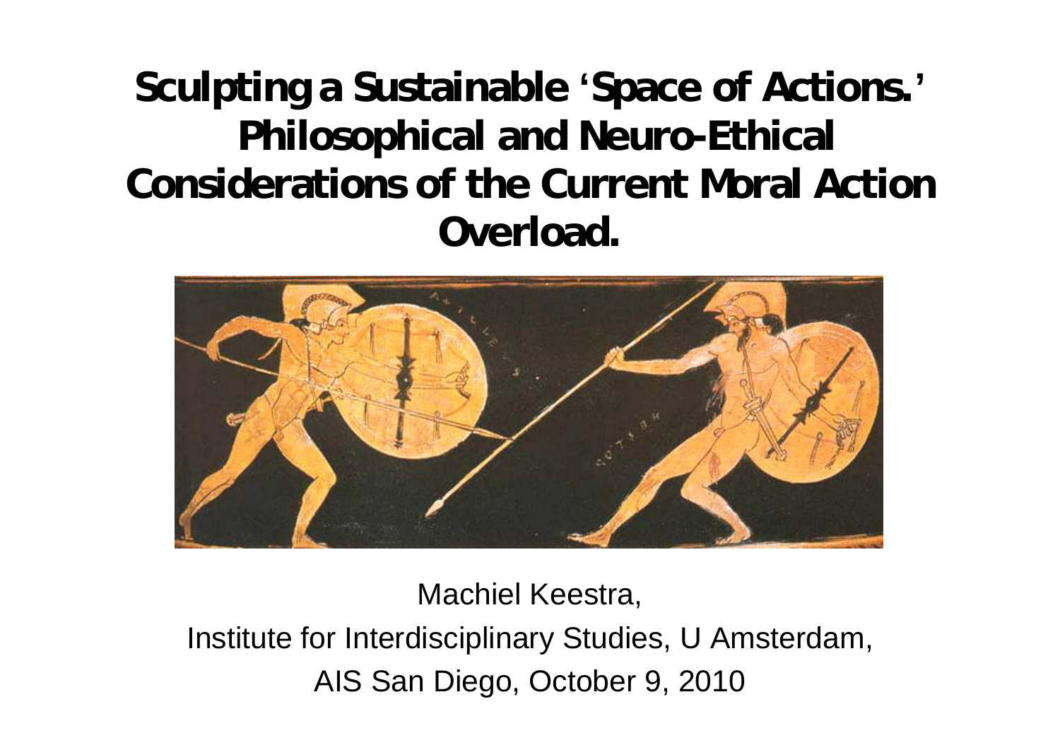# Sculpting a Sustainable 'Space of Actions.' Philosophical and Neuro-Ethical Considerations of the Current Moral Action Overload.

Machiel Keestra,

Institute for Interdisciplinary Studies, U Amsterdam,

AIS San Diego, October 9, 2010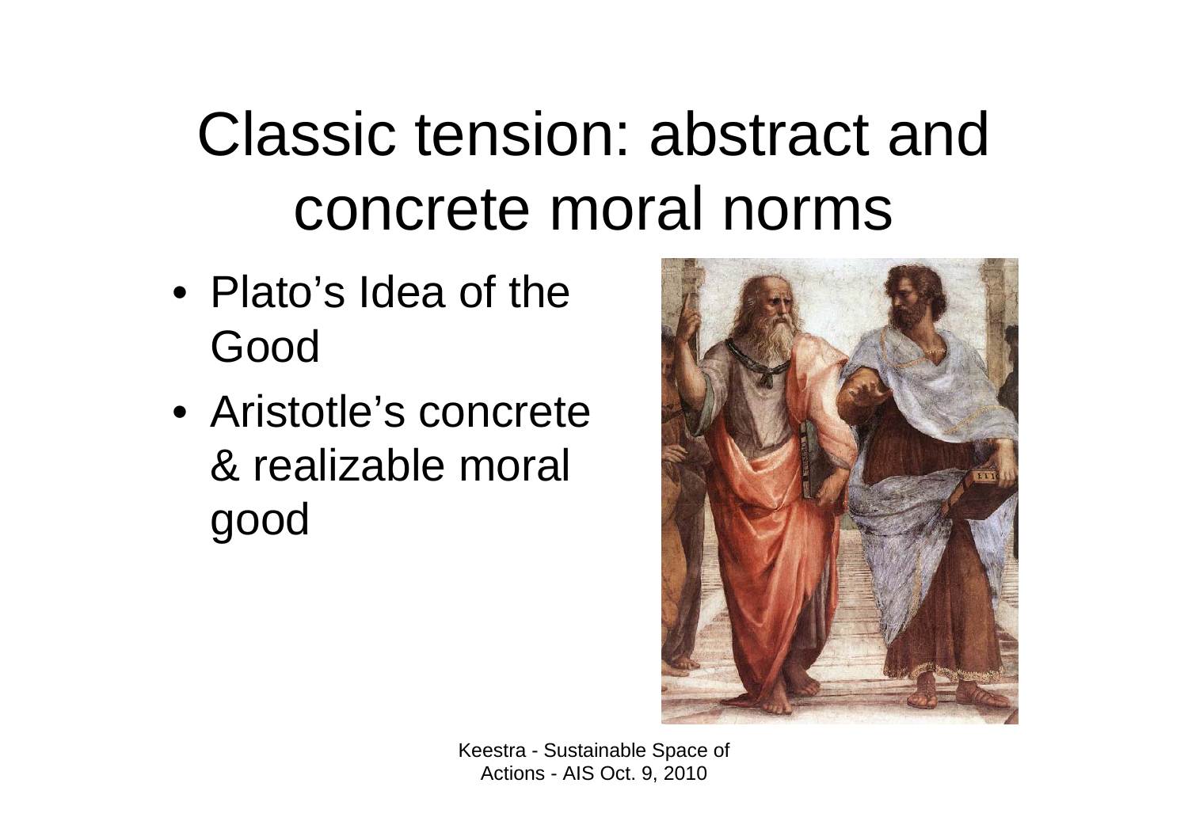# Classic tension: abstract and concrete moral norms

- Plato's Idea of the Good
- Aristotle's concrete & realizable moral good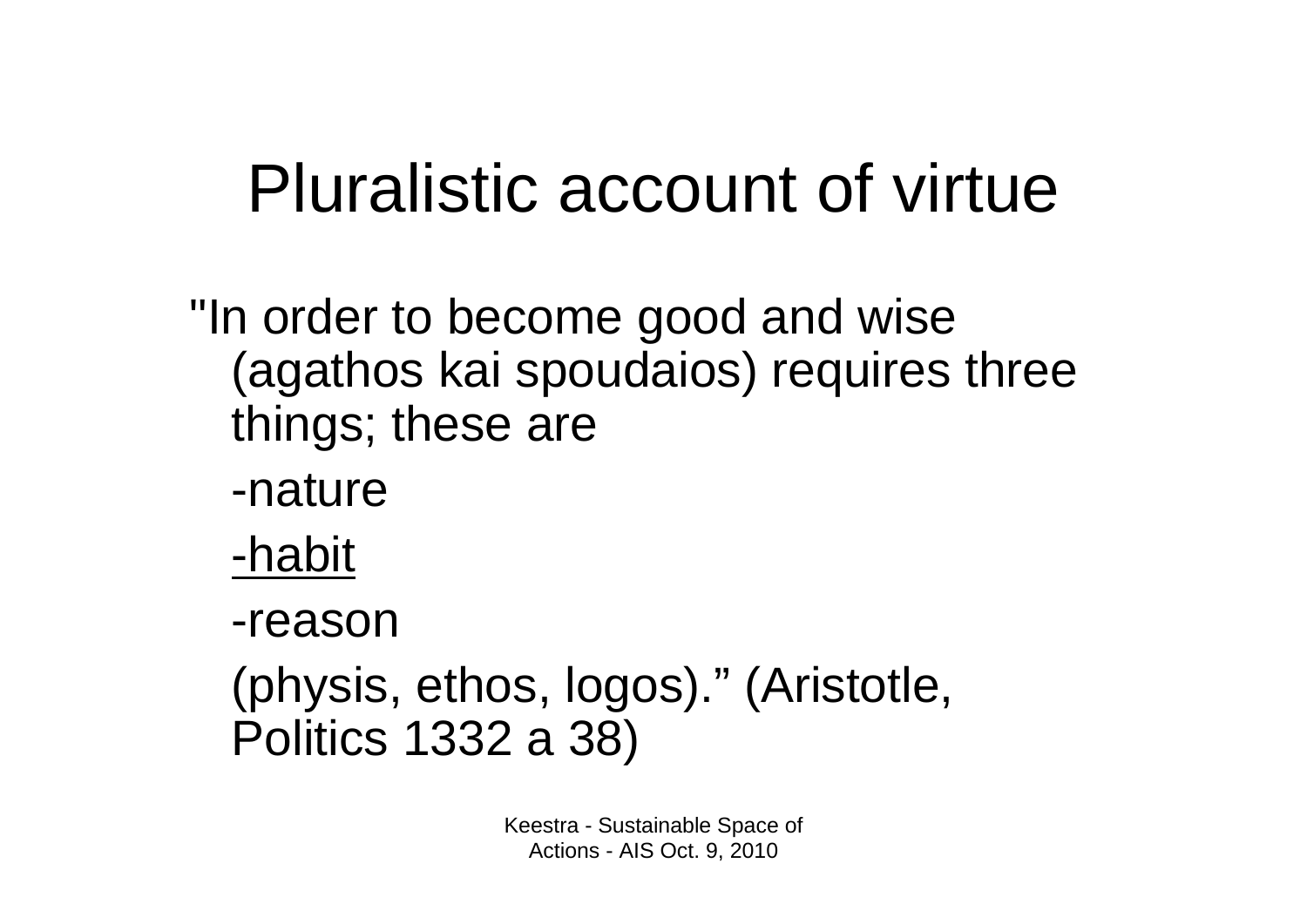# Pluralistic account of virtue

"In order to become good and wise (agathos kai spoudaios) requires three things; these are

-nature

<u>-habit</u>

-reason

(physis, ethos, logos)." (Aristotle, Politics 1332 a 38)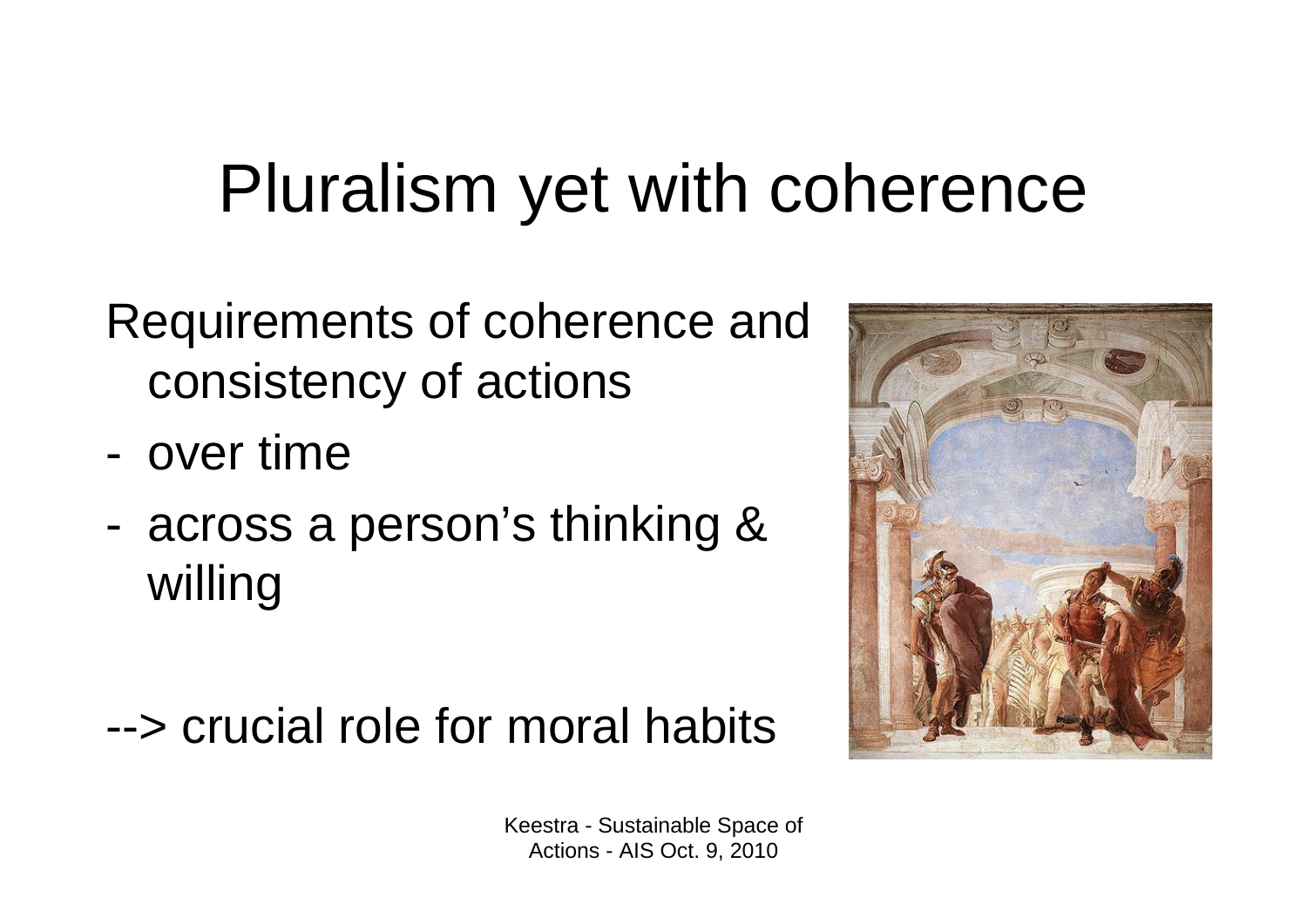# Pluralism yet with coherence

Requirements of coherence and consistency of actions

- over time
- across a person's thinking & willing

--> crucial role for moral habits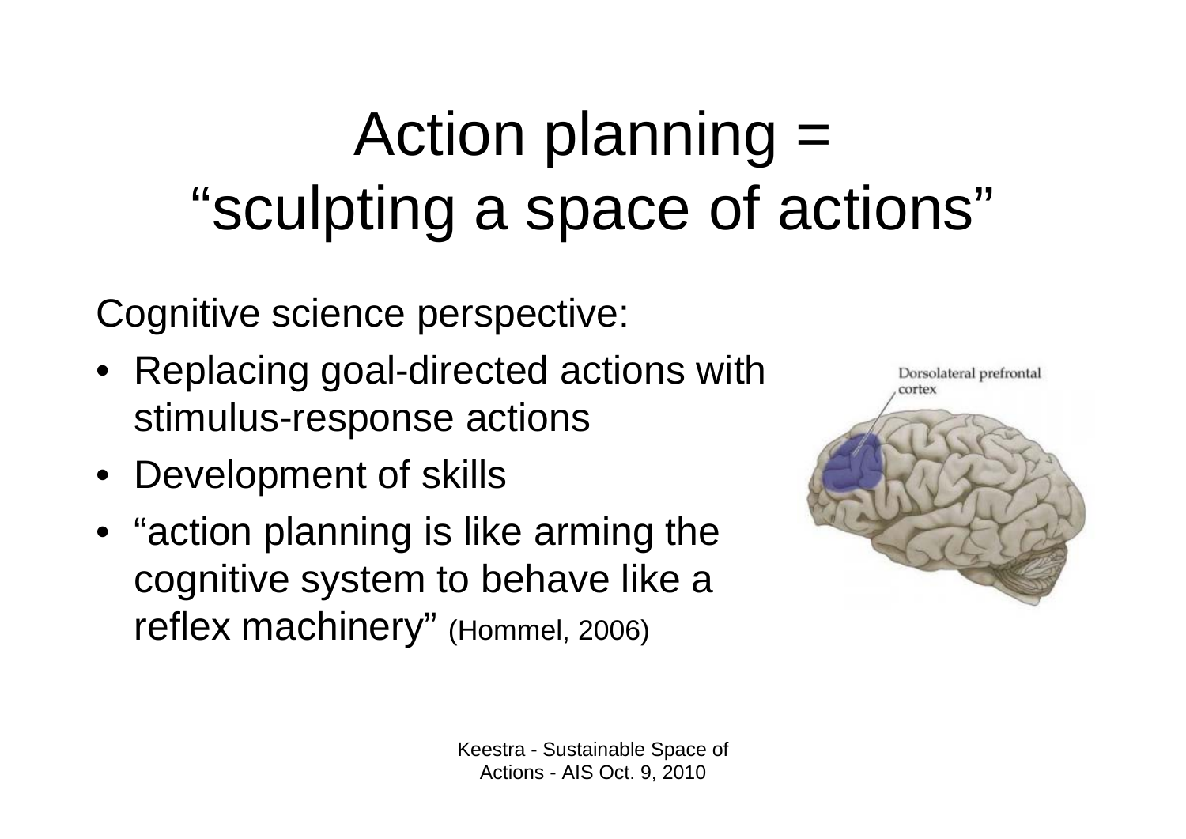# Action planning = "sculpting a space of actions"

Cognitive science perspective:

- Replacing goal-directed actions with stimulus-response actions
- Development of skills
- "action planning is like arming the cognitive system to behave like a reflex machinery" (Hommel, 2006)

Dorsolateral prefrontal cortex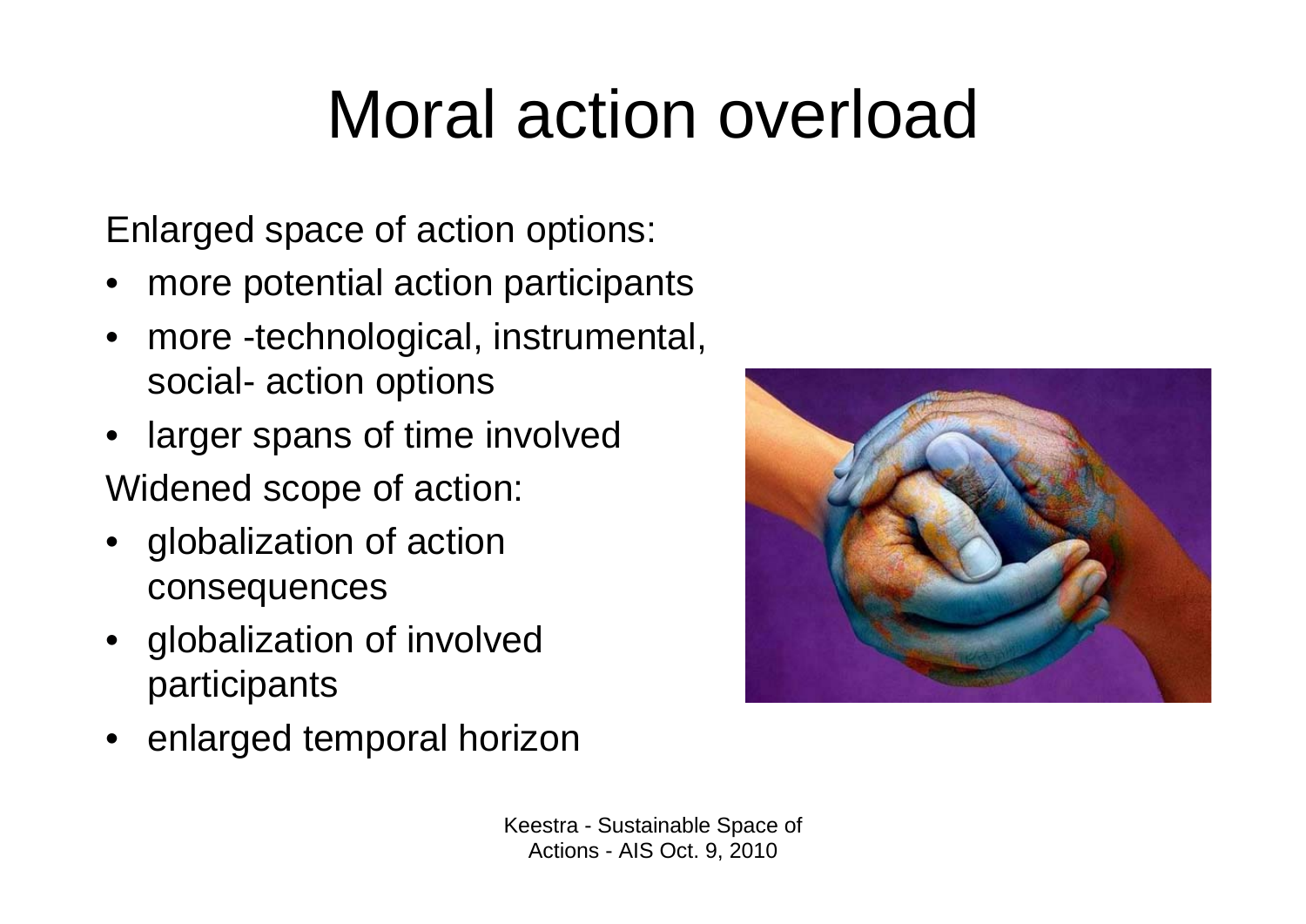# Moral action overload

Enlarged space of action options:

- more potential action participants
- more -technological, instrumental, social- action options
- larger spans of time involved

Widened scope of action:

- globalization of action consequences
- globalization of involved participants
- enlarged temporal horizon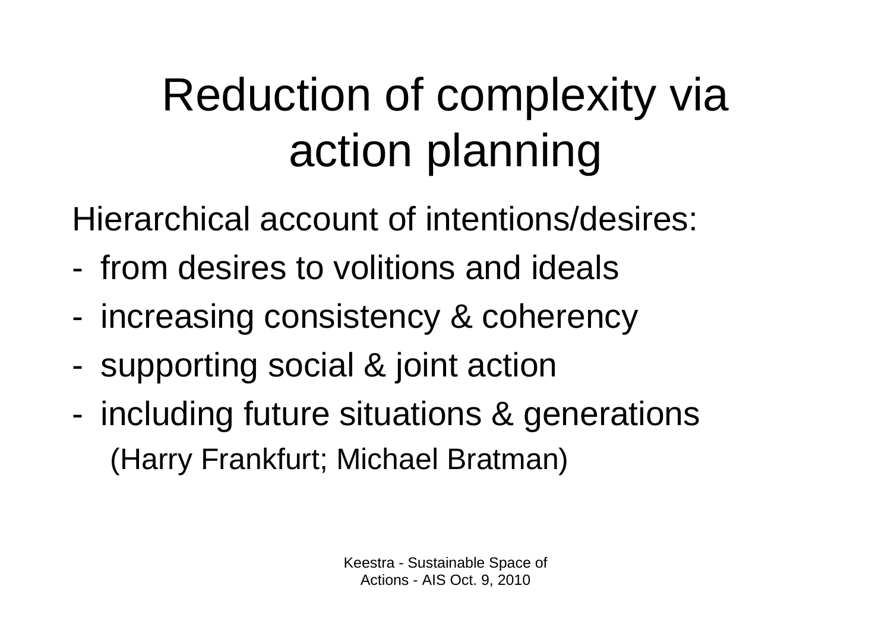# Reduction of complexity via action planning

Hierarchical account of intentions/desires:

- from desires to volitions and ideals
- increasing consistency & coherency
- supporting social & joint action
- including future situations & generations

(Harry Frankfurt; Michael Bratman)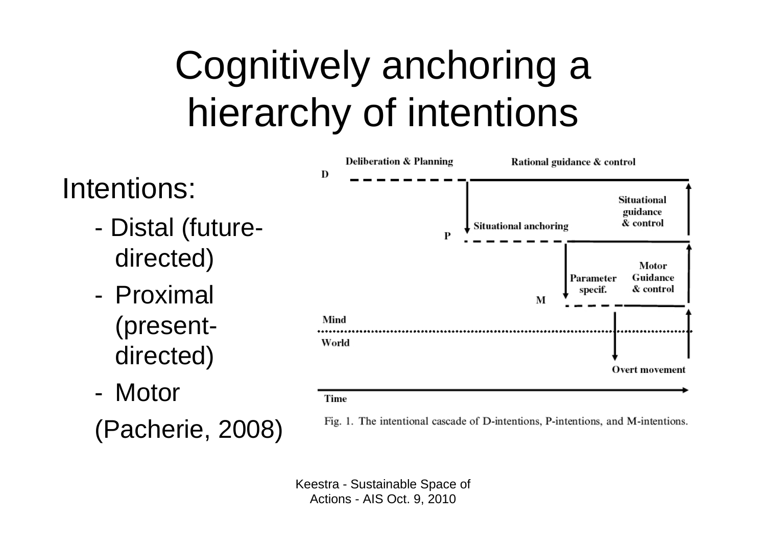# Cognitively anchoring a hierarchy of intentions

Intentions:

- Distal (future-directed)
- Proximal (present-directed)
- Motor

(Pacherie, 2008)

Fig. 1. The intentional cascade of D-intentions, P-intentions, and M-intentions.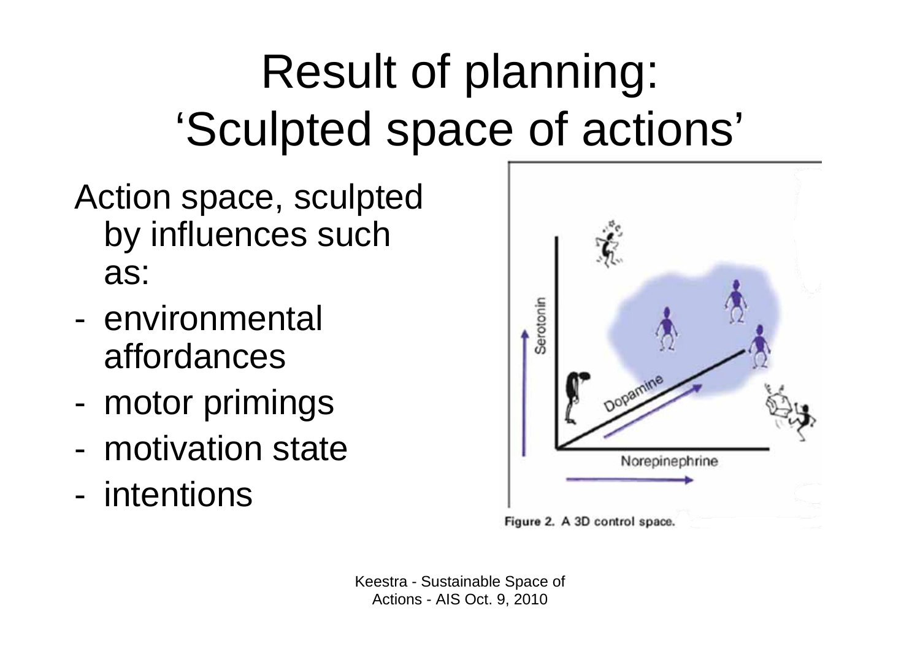# Result of planning: 'Sculpted space of actions'

Action space, sculpted by influences such as:

- environmental affordances
- motor primings
- motivation state
- intentions

Figure 2. A 3D control space.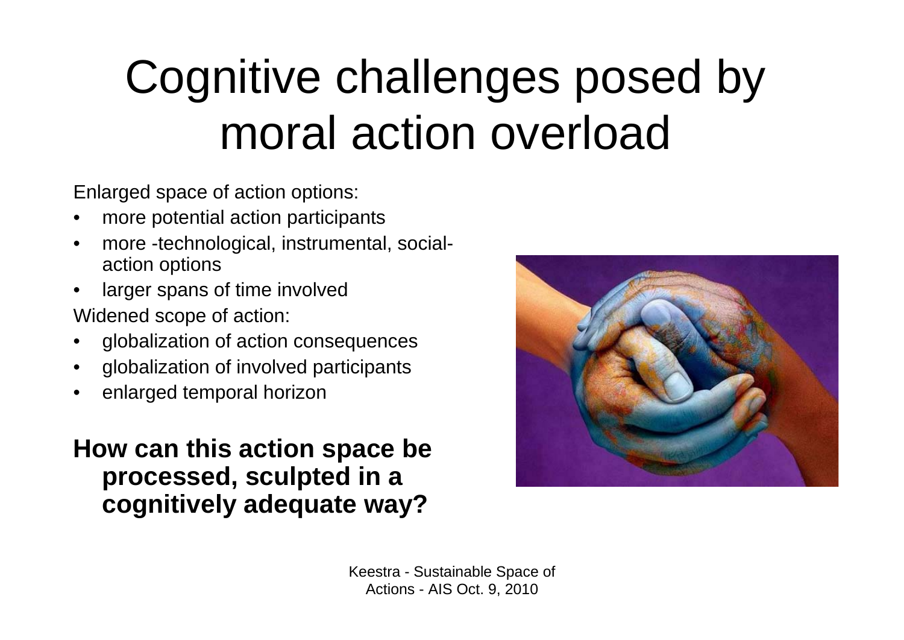# Cognitive challenges posed by moral action overload

Enlarged space of action options:

- more potential action participants
- more -technological, instrumental, social- action options
- larger spans of time involved

Widened scope of action:

- globalization of action consequences
- globalization of involved participants
- enlarged temporal horizon

**How can this action space be processed, sculpted in a cognitively adequate way?**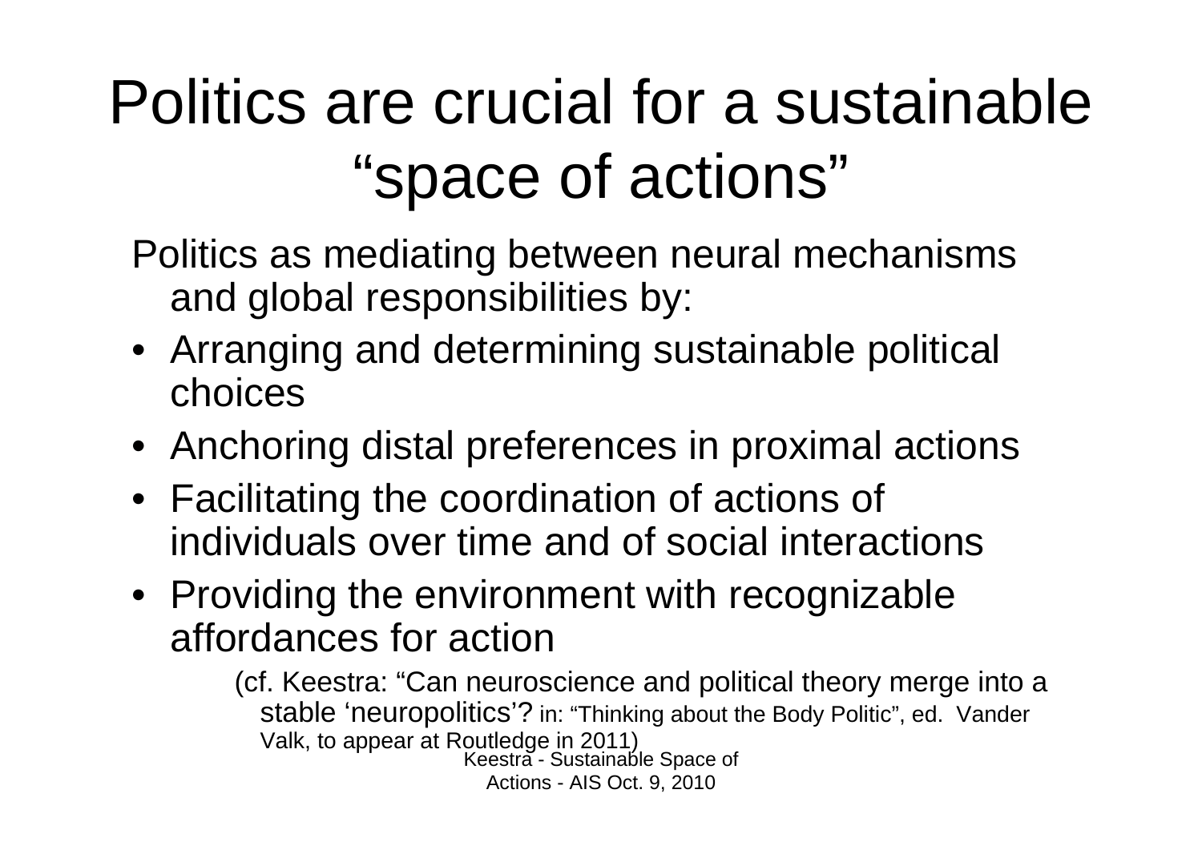# Politics are crucial for a sustainable "space of actions"

Politics as mediating between neural mechanisms and global responsibilities by:

- Arranging and determining sustainable political choices
- Anchoring distal preferences in proximal actions
- Facilitating the coordination of actions of individuals over time and of social interactions
- Providing the environment with recognizable affordances for action

(cf. Keestra: "Can neuroscience and political theory merge into a stable 'neuropolitics'? in: "Thinking about the Body Politic", ed. Vander Valk, to appear at Routledge in 2011)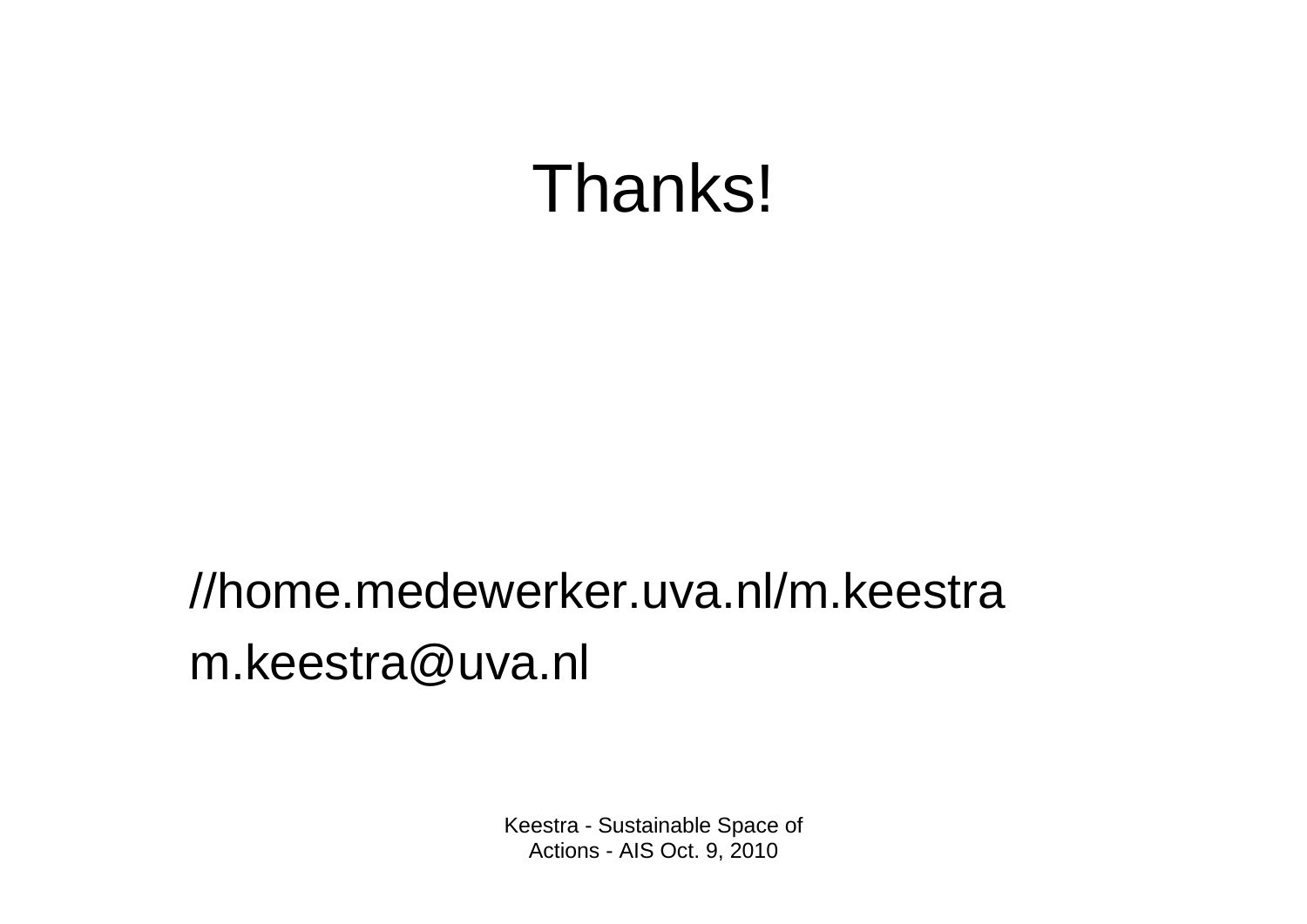# Thanks!

//home.medewerker.uva.nl/m.keestra

m.keestra@uva.nl